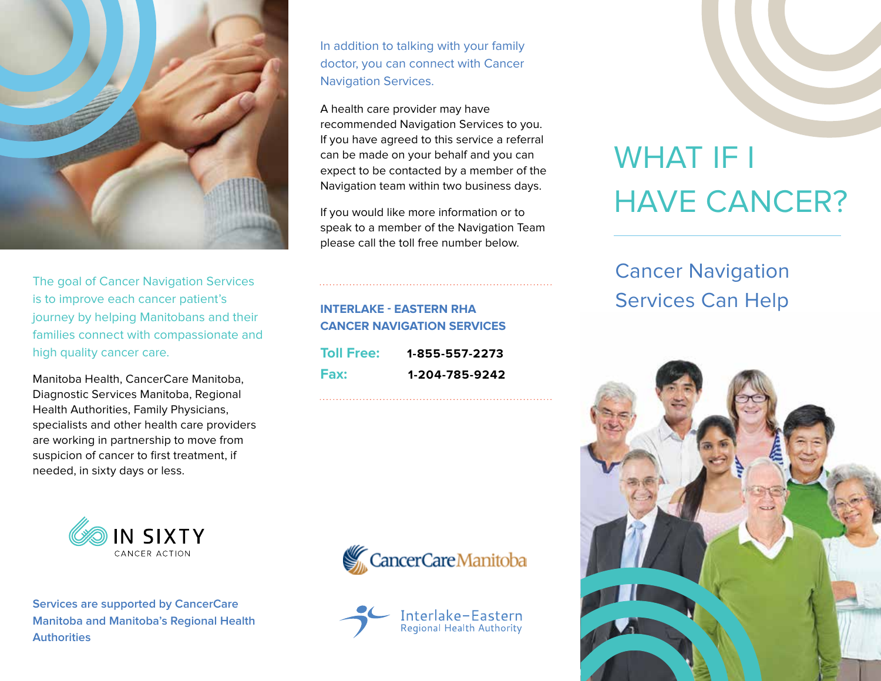# WHAT IF I HAVE CANCER?

## Cancer Navigation Services Can Help

The goal of Cancer Navigation Services is to improve each cancer patient's journey by helping Manitobans and their families connect with compassionate and high quality cancer care.

Manitoba Health, CancerCare Manitoba, Diagnostic Services Manitoba, Regional Health Authorities, Family Physicians, specialists and other health care providers are working in partnership to move from suspicion of cancer to first treatment, if needed, in sixty days or less.

IN SIXTY
CANCER ACTION

**Services are supported by CancerCare Manitoba and Manitoba's Regional Health Authorities**

In addition to talking with your family doctor, you can connect with Cancer Navigation Services.

A health care provider may have recommended Navigation Services to you. If you have agreed to this service a referral can be made on your behalf and you can expect to be contacted by a member of the Navigation team within two business days.

If you would like more information or to speak to a member of the Navigation Team please call the toll free number below.

**INTERLAKE - EASTERN RHA**
**CANCER NAVIGATION SERVICES**

**Toll Free:** **1-855-557-2273**
**Fax:** **1-204-785-9242**

CancerCare Manitoba

Interlake–Eastern
Regional Health Authority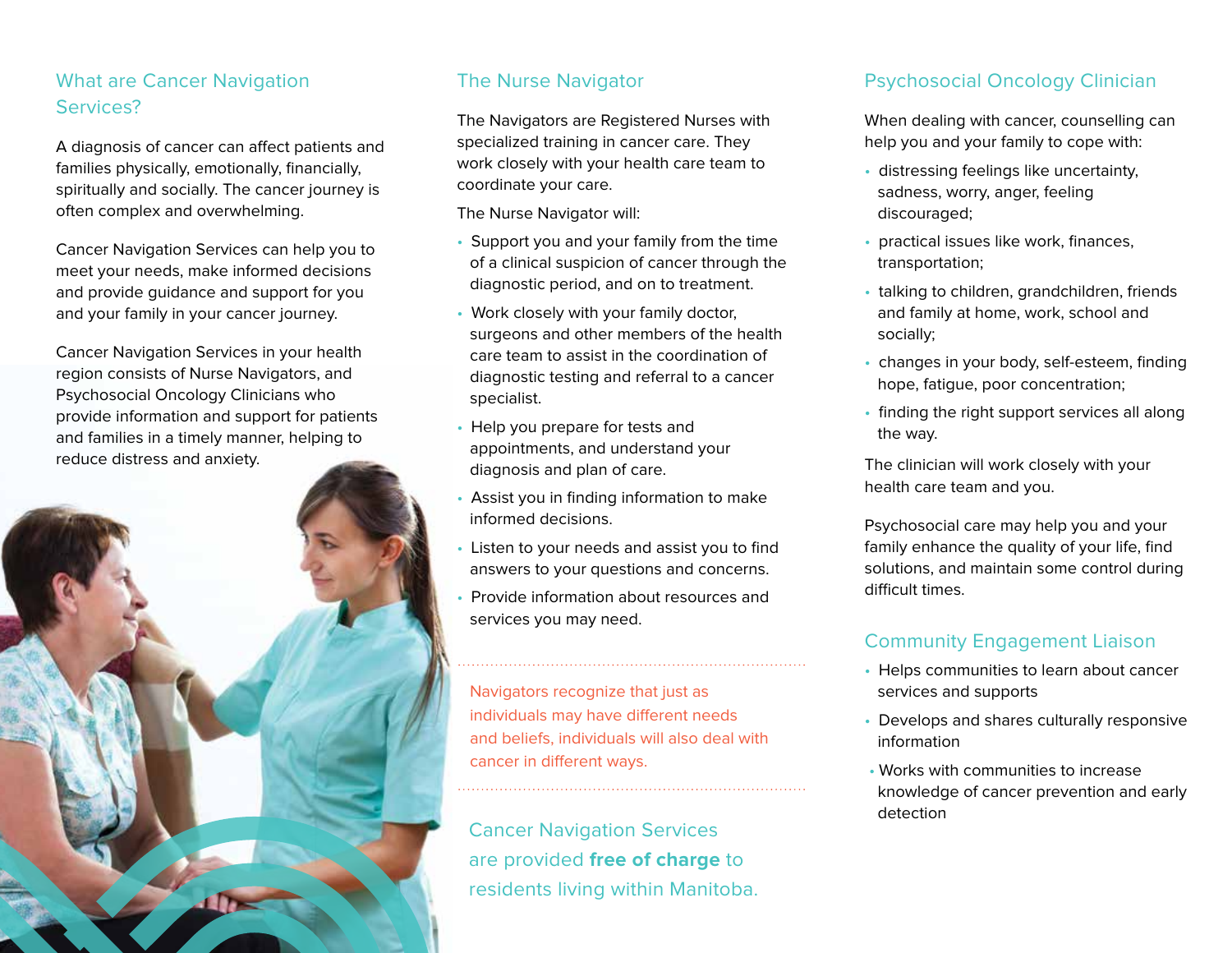## What are Cancer Navigation Services?

A diagnosis of cancer can affect patients and families physically, emotionally, financially, spiritually and socially. The cancer journey is often complex and overwhelming.

Cancer Navigation Services can help you to meet your needs, make informed decisions and provide guidance and support for you and your family in your cancer journey.

Cancer Navigation Services in your health region consists of Nurse Navigators, and Psychosocial Oncology Clinicians who provide information and support for patients and families in a timely manner, helping to reduce distress and anxiety.

## The Nurse Navigator

The Navigators are Registered Nurses with specialized training in cancer care. They work closely with your health care team to coordinate your care.

The Nurse Navigator will:

- Support you and your family from the time of a clinical suspicion of cancer through the diagnostic period, and on to treatment.
- Work closely with your family doctor, surgeons and other members of the health care team to assist in the coordination of diagnostic testing and referral to a cancer specialist.
- Help you prepare for tests and appointments, and understand your diagnosis and plan of care.
- Assist you in finding information to make informed decisions.
- Listen to your needs and assist you to find answers to your questions and concerns.
- Provide information about resources and services you may need.

Navigators recognize that just as individuals may have different needs and beliefs, individuals will also deal with cancer in different ways.

Cancer Navigation Services are provided **free of charge** to residents living within Manitoba.

## Psychosocial Oncology Clinician

When dealing with cancer, counselling can help you and your family to cope with:

- distressing feelings like uncertainty, sadness, worry, anger, feeling discouraged;
- practical issues like work, finances, transportation;
- talking to children, grandchildren, friends and family at home, work, school and socially;
- changes in your body, self-esteem, finding hope, fatigue, poor concentration;
- finding the right support services all along the way.

The clinician will work closely with your health care team and you.

Psychosocial care may help you and your family enhance the quality of your life, find solutions, and maintain some control during difficult times.

## Community Engagement Liaison

- Helps communities to learn about cancer services and supports
- Develops and shares culturally responsive information
- Works with communities to increase knowledge of cancer prevention and early detection